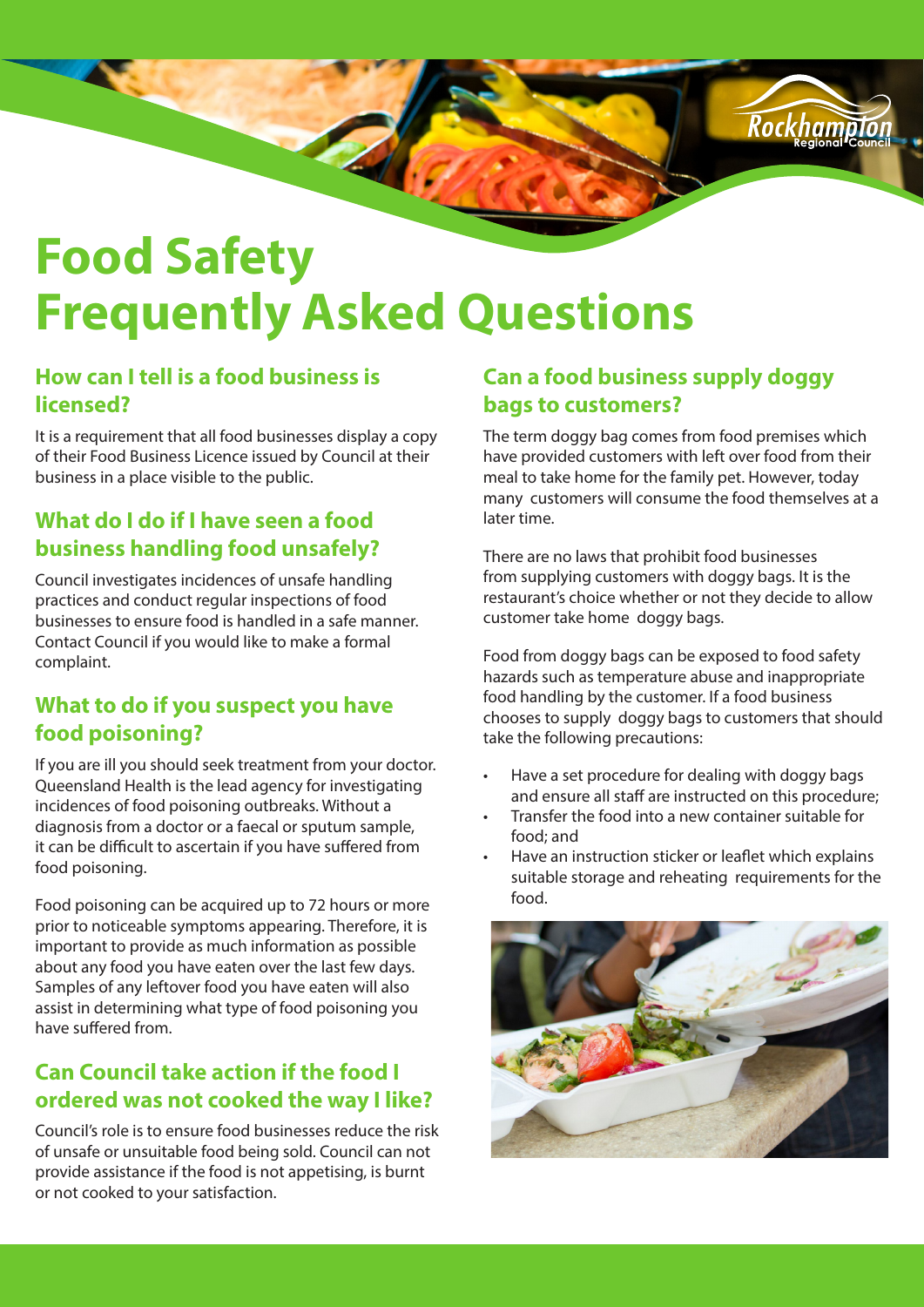# Food Safety Frequently Asked Questions

## How can I tell is a food business is licensed?

It is a requirement that all food businesses display a copy of their Food Business Licence issued by Council at their business in a place visible to the public.

## What do I do if I have seen a food business handling food unsafely?

Council investigates incidences of unsafe handling practices and conduct regular inspections of food businesses to ensure food is handled in a safe manner. Contact Council if you would like to make a formal complaint.

## What to do if you suspect you have food poisoning?

If you are ill you should seek treatment from your doctor. Queensland Health is the lead agency for investigating incidences of food poisoning outbreaks. Without a diagnosis from a doctor or a faecal or sputum sample, it can be difficult to ascertain if you have suffered from food poisoning.

Food poisoning can be acquired up to 72 hours or more prior to noticeable symptoms appearing. Therefore, it is important to provide as much information as possible about any food you have eaten over the last few days. Samples of any leftover food you have eaten will also assist in determining what type of food poisoning you have suffered from.

## Can Council take action if the food I ordered was not cooked the way I like?

Council's role is to ensure food businesses reduce the risk of unsafe or unsuitable food being sold. Council can not provide assistance if the food is not appetising, is burnt or not cooked to your satisfaction.

## Can a food business supply doggy bags to customers?

The term doggy bag comes from food premises which have provided customers with left over food from their meal to take home for the family pet. However, today many customers will consume the food themselves at a later time.

There are no laws that prohibit food businesses from supplying customers with doggy bags. It is the restaurant's choice whether or not they decide to allow customer take home doggy bags.

Food from doggy bags can be exposed to food safety hazards such as temperature abuse and inappropriate food handling by the customer. If a food business chooses to supply doggy bags to customers that should take the following precautions:

- Have a set procedure for dealing with doggy bags and ensure all staff are instructed on this procedure;
- Transfer the food into a new container suitable for food; and
- Have an instruction sticker or leaflet which explains suitable storage and reheating requirements for the food.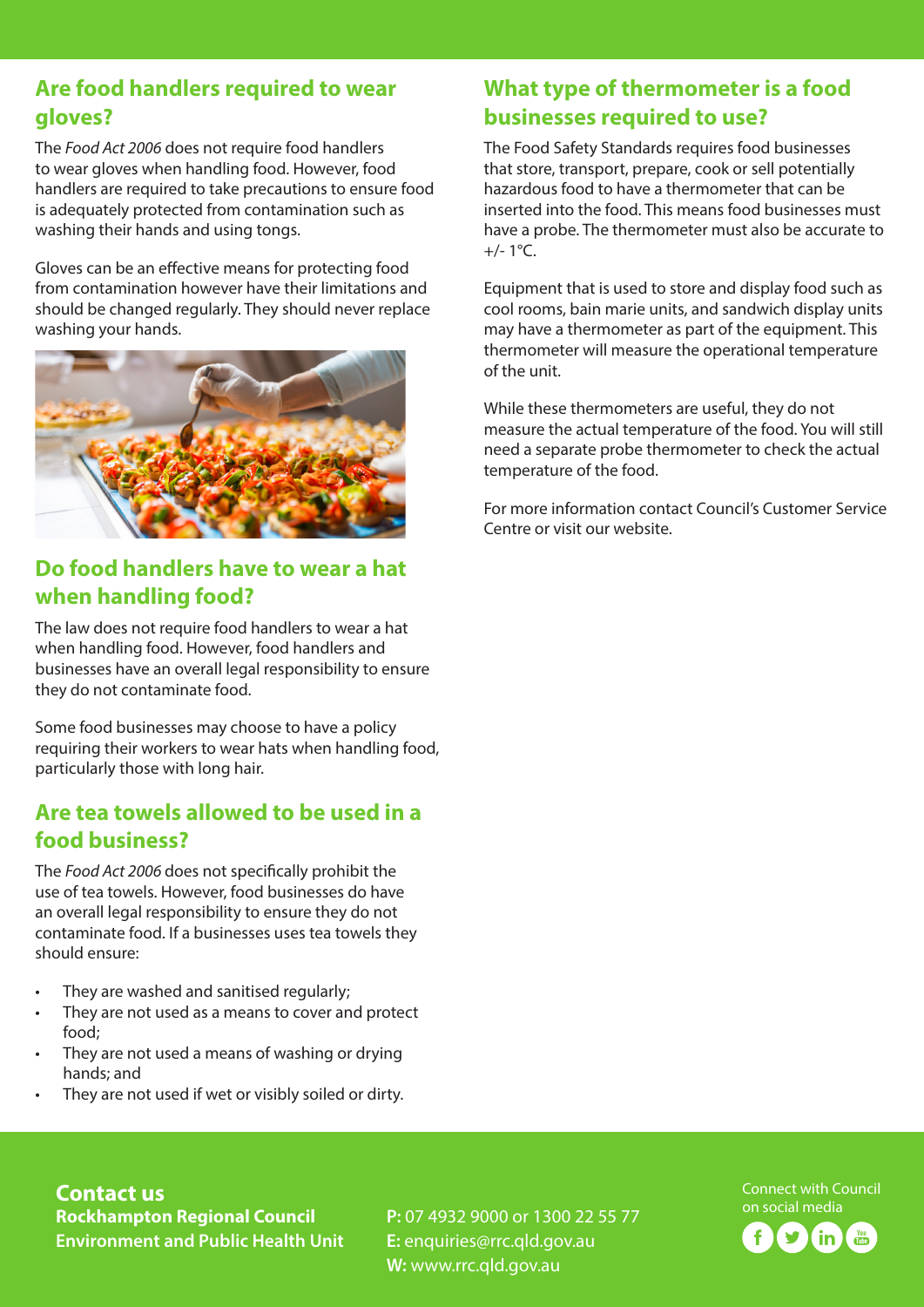## Are food handlers required to wear gloves?

The *Food Act 2006* does not require food handlers to wear gloves when handling food. However, food handlers are required to take precautions to ensure food is adequately protected from contamination such as washing their hands and using tongs.

Gloves can be an effective means for protecting food from contamination however have their limitations and should be changed regularly. They should never replace washing your hands.

## Do food handlers have to wear a hat when handling food?

The law does not require food handlers to wear a hat when handling food. However, food handlers and businesses have an overall legal responsibility to ensure they do not contaminate food.

Some food businesses may choose to have a policy requiring their workers to wear hats when handling food, particularly those with long hair.

## Are tea towels allowed to be used in a food business?

The *Food Act 2006* does not specifically prohibit the use of tea towels. However, food businesses do have an overall legal responsibility to ensure they do not contaminate food. If a businesses uses tea towels they should ensure:

- They are washed and sanitised regularly;
- They are not used as a means to cover and protect food;
- They are not used a means of washing or drying hands; and
- They are not used if wet or visibly soiled or dirty.

## What type of thermometer is a food businesses required to use?

The Food Safety Standards requires food businesses that store, transport, prepare, cook or sell potentially hazardous food to have a thermometer that can be inserted into the food. This means food businesses must have a probe. The thermometer must also be accurate to +/- 1°C.

Equipment that is used to store and display food such as cool rooms, bain marie units, and sandwich display units may have a thermometer as part of the equipment. This thermometer will measure the operational temperature of the unit.

While these thermometers are useful, they do not measure the actual temperature of the food. You will still need a separate probe thermometer to check the actual temperature of the food.

For more information contact Council's Customer Service Centre or visit our website.

## Contact us

**Rockhampton Regional Council**
**Environment and Public Health Unit**

**P:** 07 4932 9000 or 1300 22 55 77
**E:** enquiries@rrc.qld.gov.au
**W:** www.rrc.qld.gov.au

Connect with Council on social media